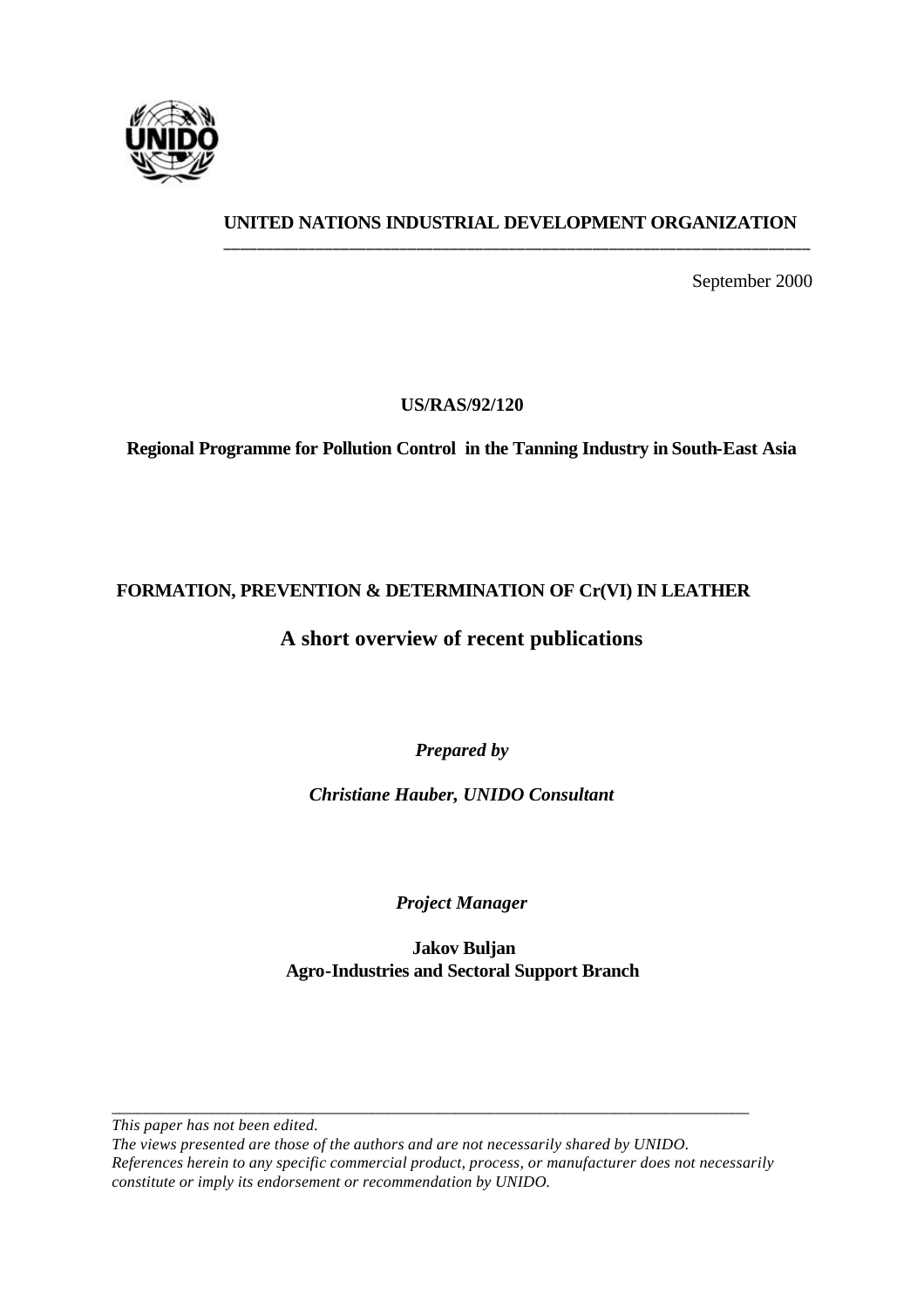**UNITED NATIONS INDUSTRIAL DEVELOPMENT ORGANIZATION**

September 2000

**US/RAS/92/120**

**Regional Programme for Pollution Control in the Tanning Industry in South-East Asia**

# FORMATION, PREVENTION & DETERMINATION OF Cr(VI) IN LEATHER

## A short overview of recent publications

***Prepared by***

***Christiane Hauber, UNIDO Consultant***

***Project Manager***

**Jakov Buljan**
**Agro-Industries and Sectoral Support Branch**

---

*This paper has not been edited.*
*The views presented are those of the authors and are not necessarily shared by UNIDO.*
*References herein to any specific commercial product, process, or manufacturer does not necessarily constitute or imply its endorsement or recommendation by UNIDO.*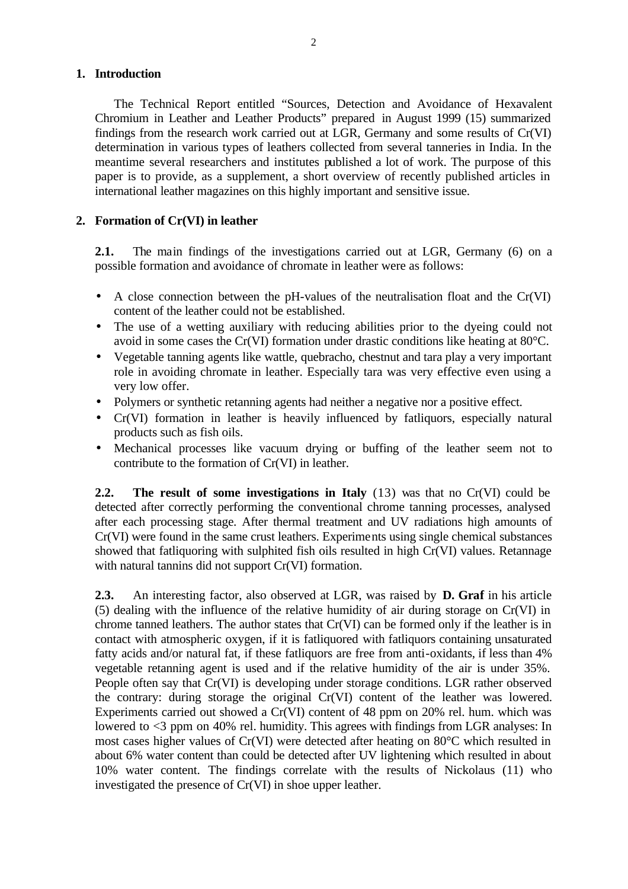## 1. Introduction

The Technical Report entitled "Sources, Detection and Avoidance of Hexavalent Chromium in Leather and Leather Products" prepared in August 1999 (15) summarized findings from the research work carried out at LGR, Germany and some results of Cr(VI) determination in various types of leathers collected from several tanneries in India. In the meantime several researchers and institutes published a lot of work. The purpose of this paper is to provide, as a supplement, a short overview of recently published articles in international leather magazines on this highly important and sensitive issue.

## 2. Formation of Cr(VI) in leather

**2.1.** The main findings of the investigations carried out at LGR, Germany (6) on a possible formation and avoidance of chromate in leather were as follows:

- A close connection between the pH-values of the neutralisation float and the Cr(VI) content of the leather could not be established.
- The use of a wetting auxiliary with reducing abilities prior to the dyeing could not avoid in some cases the Cr(VI) formation under drastic conditions like heating at 80°C.
- Vegetable tanning agents like wattle, quebracho, chestnut and tara play a very important role in avoiding chromate in leather. Especially tara was very effective even using a very low offer.
- Polymers or synthetic retanning agents had neither a negative nor a positive effect.
- Cr(VI) formation in leather is heavily influenced by fatliquors, especially natural products such as fish oils.
- Mechanical processes like vacuum drying or buffing of the leather seem not to contribute to the formation of Cr(VI) in leather.

**2.2. The result of some investigations in Italy** (13) was that no Cr(VI) could be detected after correctly performing the conventional chrome tanning processes, analysed after each processing stage. After thermal treatment and UV radiations high amounts of Cr(VI) were found in the same crust leathers. Experiments using single chemical substances showed that fatliquoring with sulphited fish oils resulted in high Cr(VI) values. Retannage with natural tannins did not support Cr(VI) formation.

**2.3.** An interesting factor, also observed at LGR, was raised by **D. Graf** in his article (5) dealing with the influence of the relative humidity of air during storage on Cr(VI) in chrome tanned leathers. The author states that Cr(VI) can be formed only if the leather is in contact with atmospheric oxygen, if it is fatliquored with fatliquors containing unsaturated fatty acids and/or natural fat, if these fatliquors are free from anti-oxidants, if less than 4% vegetable retanning agent is used and if the relative humidity of the air is under 35%. People often say that Cr(VI) is developing under storage conditions. LGR rather observed the contrary: during storage the original Cr(VI) content of the leather was lowered. Experiments carried out showed a Cr(VI) content of 48 ppm on 20% rel. hum. which was lowered to <3 ppm on 40% rel. humidity. This agrees with findings from LGR analyses: In most cases higher values of Cr(VI) were detected after heating on 80°C which resulted in about 6% water content than could be detected after UV lightening which resulted in about 10% water content. The findings correlate with the results of Nickolaus (11) who investigated the presence of Cr(VI) in shoe upper leather.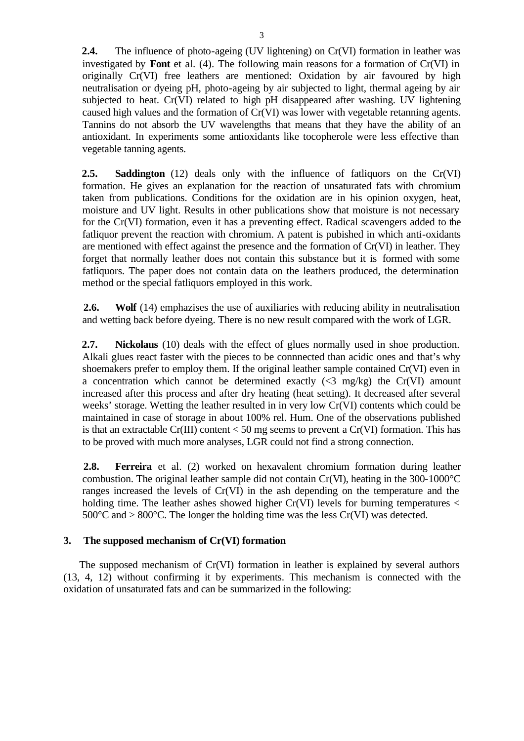**2.4.** The influence of photo-ageing (UV lightening) on Cr(VI) formation in leather was investigated by **Font** et al. (4). The following main reasons for a formation of Cr(VI) in originally Cr(VI) free leathers are mentioned: Oxidation by air favoured by high neutralisation or dyeing pH, photo-ageing by air subjected to light, thermal ageing by air subjected to heat. Cr(VI) related to high pH disappeared after washing. UV lightening caused high values and the formation of Cr(VI) was lower with vegetable retanning agents. Tannins do not absorb the UV wavelengths that means that they have the ability of an antioxidant. In experiments some antioxidants like tocopherole were less effective than vegetable tanning agents.

**2.5.** **Saddington** (12) deals only with the influence of fatliquors on the Cr(VI) formation. He gives an explanation for the reaction of unsaturated fats with chromium taken from publications. Conditions for the oxidation are in his opinion oxygen, heat, moisture and UV light. Results in other publications show that moisture is not necessary for the Cr(VI) formation, even it has a preventing effect. Radical scavengers added to the fatliquor prevent the reaction with chromium. A patent is pubished in which anti-oxidants are mentioned with effect against the presence and the formation of Cr(VI) in leather. They forget that normally leather does not contain this substance but it is formed with some fatliquors. The paper does not contain data on the leathers produced, the determination method or the special fatliquors employed in this work.

**2.6.** **Wolf** (14) emphazises the use of auxiliaries with reducing ability in neutralisation and wetting back before dyeing. There is no new result compared with the work of LGR.

**2.7.** **Nickolaus** (10) deals with the effect of glues normally used in shoe production. Alkali glues react faster with the pieces to be connnected than acidic ones and that's why shoemakers prefer to employ them. If the original leather sample contained Cr(VI) even in a concentration which cannot be determined exactly (<3 mg/kg) the Cr(VI) amount increased after this process and after dry heating (heat setting). It decreased after several weeks' storage. Wetting the leather resulted in in very low Cr(VI) contents which could be maintained in case of storage in about 100% rel. Hum. One of the observations published is that an extractable Cr(III) content < 50 mg seems to prevent a Cr(VI) formation. This has to be proved with much more analyses, LGR could not find a strong connection.

**2.8.** **Ferreira** et al. (2) worked on hexavalent chromium formation during leather combustion. The original leather sample did not contain Cr(VI), heating in the 300-1000°C ranges increased the levels of Cr(VI) in the ash depending on the temperature and the holding time. The leather ashes showed higher Cr(VI) levels for burning temperatures < 500°C and > 800°C. The longer the holding time was the less Cr(VI) was detected.

## 3. The supposed mechanism of Cr(VI) formation

The supposed mechanism of Cr(VI) formation in leather is explained by several authors (13, 4, 12) without confirming it by experiments. This mechanism is connected with the oxidation of unsaturated fats and can be summarized in the following: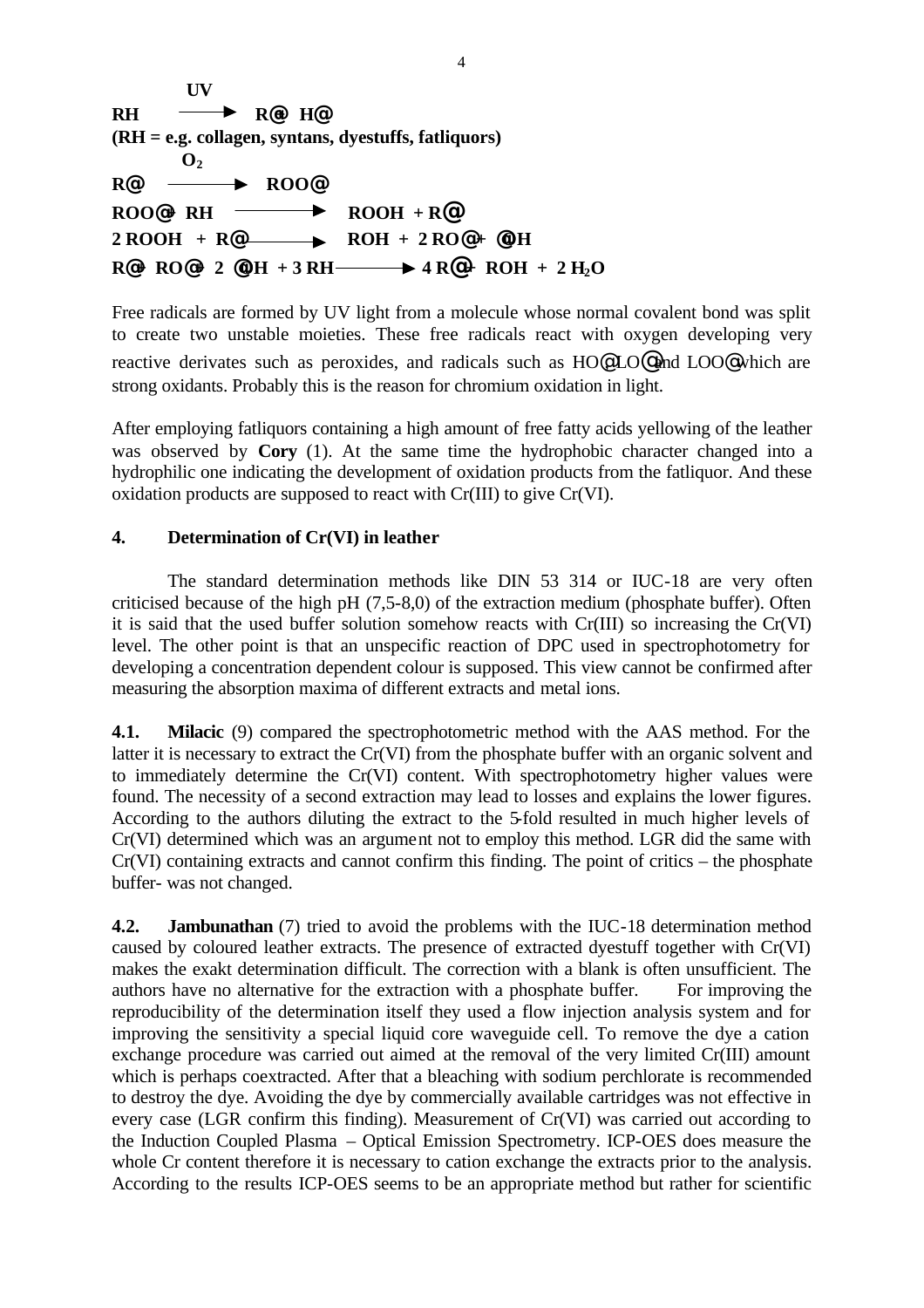$$RH \xrightarrow{UV} R^{\bullet} \; H^{\bullet}$$

**(RH = e.g. collagen, syntans, dyestuffs, fatliquors)**

$$R^{\bullet} \xrightarrow{O_2} ROO^{\bullet}$$

$$ROO^{\bullet} + RH \longrightarrow ROOH + R^{\bullet}$$

$$2\,ROOH + R^{\bullet} \longrightarrow ROH + 2\,RO^{\bullet} + {}^{\bullet}OH$$

$$R^{\bullet} + RO^{\bullet} + 2\;{}^{\bullet}OH + 3\,RH \longrightarrow 4\,R^{\bullet} + ROH + 2\,H_2O$$

Free radicals are formed by UV light from a molecule whose normal covalent bond was split to create two unstable moieties. These free radicals react with oxygen developing very reactive derivates such as peroxides, and radicals such as $HO^{\bullet}$, $LO^{\bullet}$ and $LOO^{\bullet}$ which are strong oxidants. Probably this is the reason for chromium oxidation in light.

After employing fatliquors containing a high amount of free fatty acids yellowing of the leather was observed by **Cory** (1). At the same time the hydrophobic character changed into a hydrophilic one indicating the development of oxidation products from the fatliquor. And these oxidation products are supposed to react with Cr(III) to give Cr(VI).

## 4. Determination of Cr(VI) in leather

The standard determination methods like DIN 53 314 or IUC-18 are very often criticised because of the high pH (7,5-8,0) of the extraction medium (phosphate buffer). Often it is said that the used buffer solution somehow reacts with Cr(III) so increasing the Cr(VI) level. The other point is that an unspecific reaction of DPC used in spectrophotometry for developing a concentration dependent colour is supposed. This view cannot be confirmed after measuring the absorption maxima of different extracts and metal ions.

**4.1. Milacic** (9) compared the spectrophotometric method with the AAS method. For the latter it is necessary to extract the Cr(VI) from the phosphate buffer with an organic solvent and to immediately determine the Cr(VI) content. With spectrophotometry higher values were found. The necessity of a second extraction may lead to losses and explains the lower figures. According to the authors diluting the extract to the 5-fold resulted in much higher levels of Cr(VI) determined which was an argument not to employ this method. LGR did the same with Cr(VI) containing extracts and cannot confirm this finding. The point of critics – the phosphate buffer- was not changed.

**4.2. Jambunathan** (7) tried to avoid the problems with the IUC-18 determination method caused by coloured leather extracts. The presence of extracted dyestuff together with Cr(VI) makes the exakt determination difficult. The correction with a blank is often unsufficient. The authors have no alternative for the extraction with a phosphate buffer. For improving the reproducibility of the determination itself they used a flow injection analysis system and for improving the sensitivity a special liquid core waveguide cell. To remove the dye a cation exchange procedure was carried out aimed at the removal of the very limited Cr(III) amount which is perhaps coextracted. After that a bleaching with sodium perchlorate is recommended to destroy the dye. Avoiding the dye by commercially available cartridges was not effective in every case (LGR confirm this finding). Measurement of Cr(VI) was carried out according to the Induction Coupled Plasma – Optical Emission Spectrometry. ICP-OES does measure the whole Cr content therefore it is necessary to cation exchange the extracts prior to the analysis. According to the results ICP-OES seems to be an appropriate method but rather for scientific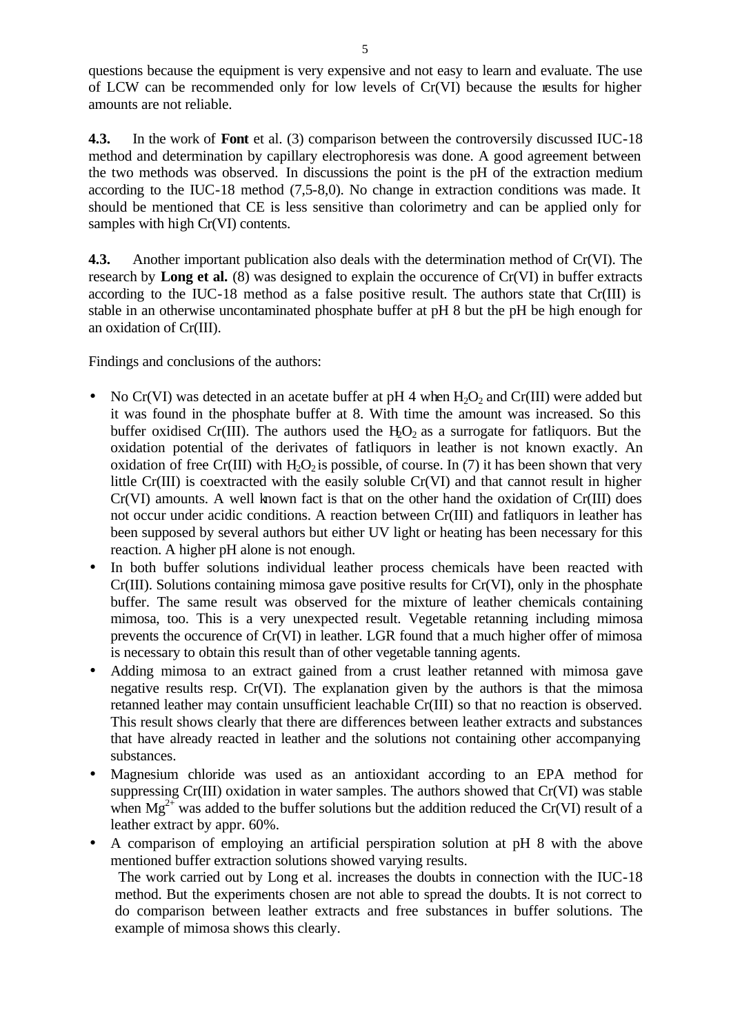questions because the equipment is very expensive and not easy to learn and evaluate. The use of LCW can be recommended only for low levels of Cr(VI) because the results for higher amounts are not reliable.

**4.3.** In the work of **Font** et al. (3) comparison between the controversily discussed IUC-18 method and determination by capillary electrophoresis was done. A good agreement between the two methods was observed. In discussions the point is the pH of the extraction medium according to the IUC-18 method (7,5-8,0). No change in extraction conditions was made. It should be mentioned that CE is less sensitive than colorimetry and can be applied only for samples with high Cr(VI) contents.

**4.3.** Another important publication also deals with the determination method of Cr(VI). The research by **Long et al.** (8) was designed to explain the occurence of Cr(VI) in buffer extracts according to the IUC-18 method as a false positive result. The authors state that Cr(III) is stable in an otherwise uncontaminated phosphate buffer at pH 8 but the pH be high enough for an oxidation of Cr(III).

Findings and conclusions of the authors:

- No Cr(VI) was detected in an acetate buffer at pH 4 when $H_2O_2$ and Cr(III) were added but it was found in the phosphate buffer at 8. With time the amount was increased. So this buffer oxidised Cr(III). The authors used the $H_2O_2$ as a surrogate for fatliquors. But the oxidation potential of the derivates of fatliquors in leather is not known exactly. An oxidation of free Cr(III) with $H_2O_2$ is possible, of course. In (7) it has been shown that very little Cr(III) is coextracted with the easily soluble Cr(VI) and that cannot result in higher Cr(VI) amounts. A well known fact is that on the other hand the oxidation of Cr(III) does not occur under acidic conditions. A reaction between Cr(III) and fatliquors in leather has been supposed by several authors but either UV light or heating has been necessary for this reaction. A higher pH alone is not enough.
- In both buffer solutions individual leather process chemicals have been reacted with Cr(III). Solutions containing mimosa gave positive results for Cr(VI), only in the phosphate buffer. The same result was observed for the mixture of leather chemicals containing mimosa, too. This is a very unexpected result. Vegetable retanning including mimosa prevents the occurence of Cr(VI) in leather. LGR found that a much higher offer of mimosa is necessary to obtain this result than of other vegetable tanning agents.
- Adding mimosa to an extract gained from a crust leather retanned with mimosa gave negative results resp. Cr(VI). The explanation given by the authors is that the mimosa retanned leather may contain unsufficient leachable Cr(III) so that no reaction is observed. This result shows clearly that there are differences between leather extracts and substances that have already reacted in leather and the solutions not containing other accompanying substances.
- Magnesium chloride was used as an antioxidant according to an EPA method for suppressing Cr(III) oxidation in water samples. The authors showed that Cr(VI) was stable when $Mg^{2+}$ was added to the buffer solutions but the addition reduced the Cr(VI) result of a leather extract by appr. 60%.
- A comparison of employing an artificial perspiration solution at pH 8 with the above mentioned buffer extraction solutions showed varying results.

  The work carried out by Long et al. increases the doubts in connection with the IUC-18 method. But the experiments chosen are not able to spread the doubts. It is not correct to do comparison between leather extracts and free substances in buffer solutions. The example of mimosa shows this clearly.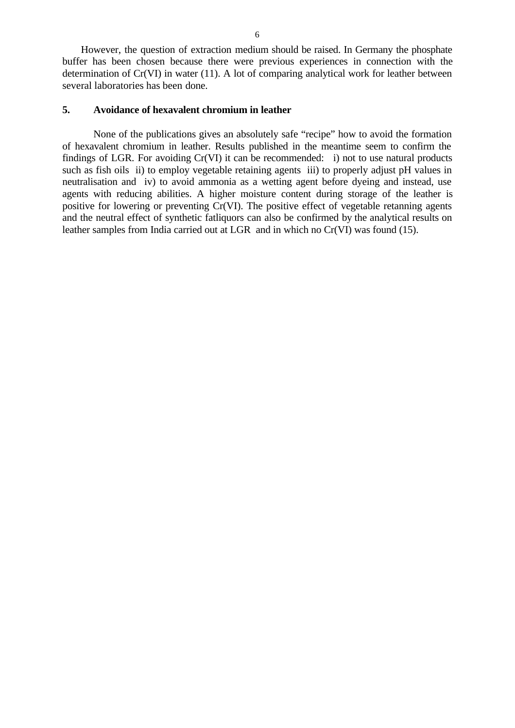However, the question of extraction medium should be raised. In Germany the phosphate buffer has been chosen because there were previous experiences in connection with the determination of Cr(VI) in water (11). A lot of comparing analytical work for leather between several laboratories has been done.

## 5. Avoidance of hexavalent chromium in leather

None of the publications gives an absolutely safe "recipe" how to avoid the formation of hexavalent chromium in leather. Results published in the meantime seem to confirm the findings of LGR. For avoiding Cr(VI) it can be recommended: i) not to use natural products such as fish oils ii) to employ vegetable retaining agents iii) to properly adjust pH values in neutralisation and iv) to avoid ammonia as a wetting agent before dyeing and instead, use agents with reducing abilities. A higher moisture content during storage of the leather is positive for lowering or preventing Cr(VI). The positive effect of vegetable retanning agents and the neutral effect of synthetic fatliquors can also be confirmed by the analytical results on leather samples from India carried out at LGR and in which no Cr(VI) was found (15).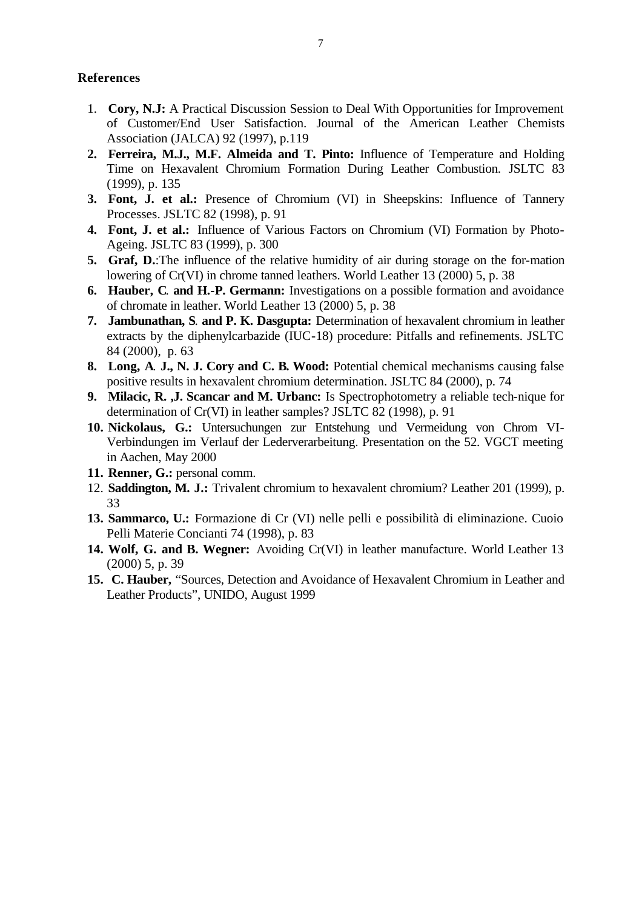**References**

1. **Cory, N.J:** A Practical Discussion Session to Deal With Opportunities for Improvement of Customer/End User Satisfaction. Journal of the American Leather Chemists Association (JALCA) 92 (1997), p.119
2. **Ferreira, M.J., M.F. Almeida and T. Pinto:** Influence of Temperature and Holding Time on Hexavalent Chromium Formation During Leather Combustion. JSLTC 83 (1999), p. 135
3. **Font, J. et al.:** Presence of Chromium (VI) in Sheepskins: Influence of Tannery Processes. JSLTC 82 (1998), p. 91
4. **Font, J. et al.:** Influence of Various Factors on Chromium (VI) Formation by Photo-Ageing. JSLTC 83 (1999), p. 300
5. **Graf, D.**:The influence of the relative humidity of air during storage on the for-mation lowering of Cr(VI) in chrome tanned leathers. World Leather 13 (2000) 5, p. 38
6. **Hauber, C. and H.-P. Germann:** Investigations on a possible formation and avoidance of chromate in leather. World Leather 13 (2000) 5, p. 38
7. **Jambunathan, S. and P. K. Dasgupta:** Determination of hexavalent chromium in leather extracts by the diphenylcarbazide (IUC-18) procedure: Pitfalls and refinements. JSLTC 84 (2000), p. 63
8. **Long, A. J., N. J. Cory and C. B. Wood:** Potential chemical mechanisms causing false positive results in hexavalent chromium determination. JSLTC 84 (2000), p. 74
9. **Milacic, R. ,J. Scancar and M. Urbanc:** Is Spectrophotometry a reliable tech-nique for determination of Cr(VI) in leather samples? JSLTC 82 (1998), p. 91
10. **Nickolaus, G.:** Untersuchungen zur Entstehung und Vermeidung von Chrom VI-Verbindungen im Verlauf der Lederverarbeitung. Presentation on the 52. VGCT meeting in Aachen, May 2000
11. **Renner, G.:** personal comm.
12. **Saddington, M. J.:** Trivalent chromium to hexavalent chromium? Leather 201 (1999), p. 33
13. **Sammarco, U.:** Formazione di Cr (VI) nelle pelli e possibilità di eliminazione. Cuoio Pelli Materie Concianti 74 (1998), p. 83
14. **Wolf, G. and B. Wegner:** Avoiding Cr(VI) in leather manufacture. World Leather 13 (2000) 5, p. 39
15. **C. Hauber,** "Sources, Detection and Avoidance of Hexavalent Chromium in Leather and Leather Products", UNIDO, August 1999